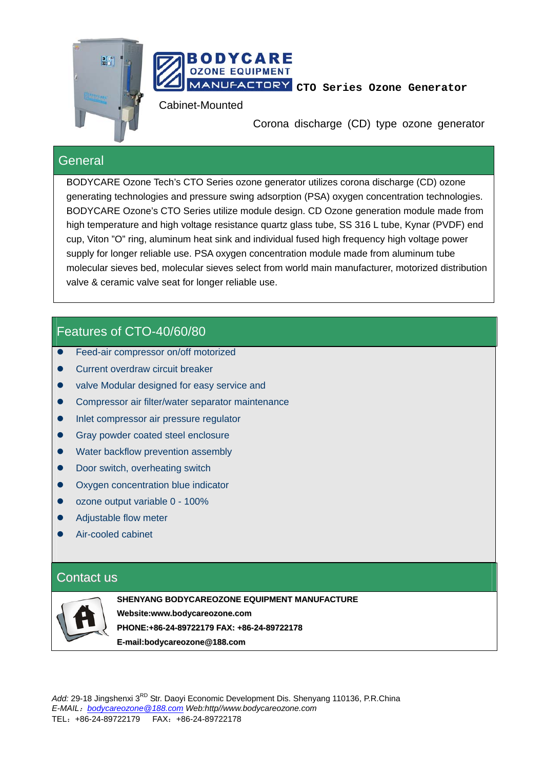BODYCARE OZONE EQUIPMENT MANUFACTORY **CTO Series Ozone Generator**

Cabinet-Mounted

Corona discharge (CD) type ozone generator

## General

BODYCARE Ozone Tech's CTO Series ozone generator utilizes corona discharge (CD) ozone generating technologies and pressure swing adsorption (PSA) oxygen concentration technologies. BODYCARE Ozone's CTO Series utilize module design. CD Ozone generation module made from high temperature and high voltage resistance quartz glass tube, SS 316 L tube, Kynar (PVDF) end cup, Viton "O" ring, aluminum heat sink and individual fused high frequency high voltage power supply for longer reliable use. PSA oxygen concentration module made from aluminum tube molecular sieves bed, molecular sieves select from world main manufacturer, motorized distribution valve & ceramic valve seat for longer reliable use.

## Features of CTO-40/60/80

- Feed-air compressor on/off motorized
- Current overdraw circuit breaker
- valve Modular designed for easy service and
- Compressor air filter/water separator maintenance
- Inlet compressor air pressure regulator
- Gray powder coated steel enclosure
- Water backflow prevention assembly
- Door switch, overheating switch
- Oxygen concentration blue indicator
- ozone output variable 0 - 100%
- Adjustable flow meter
- Air-cooled cabinet

## Contact us

**SHENYANG BODYCAREOZONE EQUIPMENT MANUFACTURE**

**Website:www.bodycareozone.com**

**PHONE:+86-24-89722179 FAX: +86-24-89722178**

**E-mail:bodycareozone@188.com**

*Add:* 29-18 Jingshenxi 3RD Str. Daoyi Economic Development Dis. Shenyang 110136, P.R.China
*E-MAIL：bodycareozone@188.com Web:http//www.bodycareozone.com*
TEL：+86-24-89722179 FAX：+86-24-89722178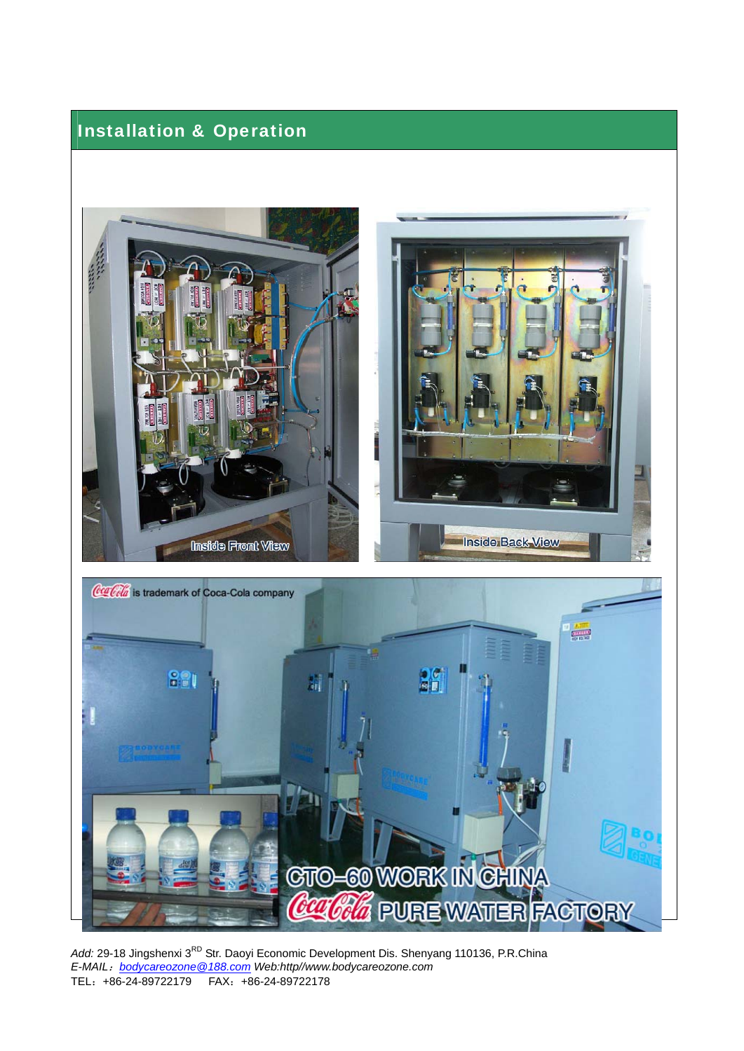## Installation & Operation

Inside Front View

Inside Back View

Coca-Cola is trademark of Coca-Cola company

CTO-60 WORK IN CHINA

Coca-Cola PURE WATER FACTORY

*Add:* 29-18 Jingshenxi 3[RD] Str. Daoyi Economic Development Dis. Shenyang 110136, P.R.China

*E-MAIL：bodycareozone@188.com Web:http//www.bodycareozone.com*

TEL：+86-24-89722179　　FAX：+86-24-89722178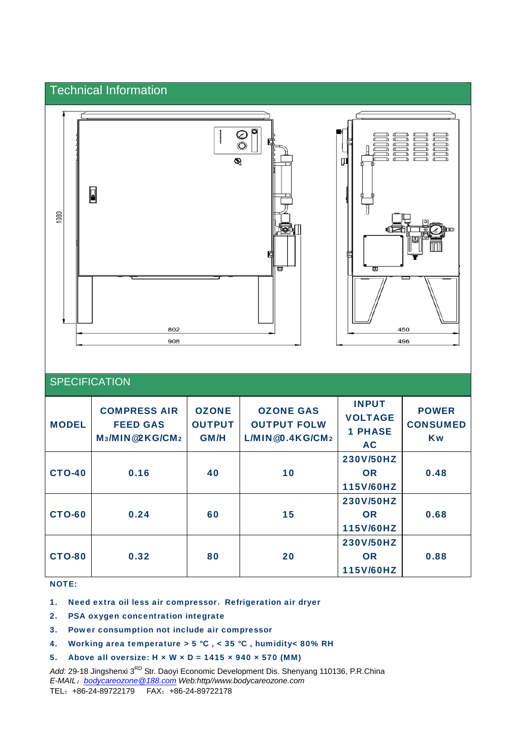## Technical Information

1080

802

908

450

496

## SPECIFICATION

| MODEL | COMPRESS AIR FEED GAS $M_3$/MIN@2KG/$CM_2$ | OZONE OUTPUT GM/H | OZONE GAS OUTPUT FOLW L/MIN@0.4KG/$CM_2$ | INPUT VOLTAGE 1 PHASE AC | POWER CONSUMED Kw |
|---|---|---|---|---|---|
| CTO-40 | 0.16 | 40 | 10 | 230V/50HZ OR 115V/60HZ | 0.48 |
| CTO-60 | 0.24 | 60 | 15 | 230V/50HZ OR 115V/60HZ | 0.68 |
| CTO-80 | 0.32 | 80 | 20 | 230V/50HZ OR 115V/60HZ | 0.88 |

**NOTE:**

1. **Need extra oil less air compressor，Refrigeration air dryer**
2. **PSA oxygen concentration integrate**
3. **Power consumption not include air compressor**
4. **Working area temperature > 5 °C , < 35 °C , humidity< 80% RH**
5. **Above all oversize: H × W × D = 1415 × 940 × 570 (MM)**

*Add:* 29-18 Jingshenxi 3[RD] Str. Daoyi Economic Development Dis. Shenyang 110136, P.R.China
*E-MAIL：bodycareozone@188.com Web:http//www.bodycareozone.com*
TEL：+86-24-89722179 FAX：+86-24-89722178